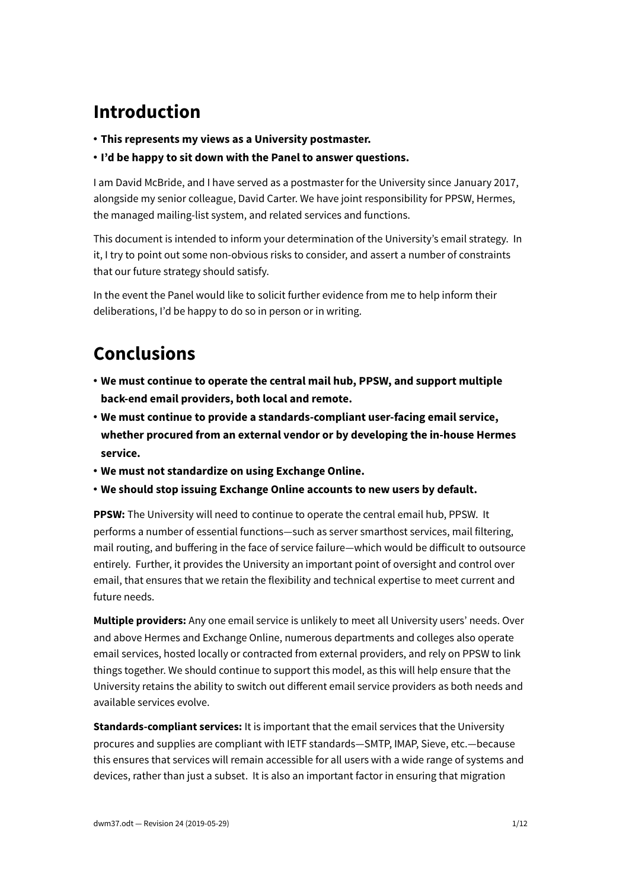# Introduction

- **This represents my views as a University postmaster.**
- **I'd be happy to sit down with the Panel to answer questions.**

I am David McBride, and I have served as a postmaster for the University since January 2017, alongside my senior colleague, David Carter. We have joint responsibility for PPSW, Hermes, the managed mailing-list system, and related services and functions.

This document is intended to inform your determination of the University's email strategy. In it, I try to point out some non-obvious risks to consider, and assert a number of constraints that our future strategy should satisfy.

In the event the Panel would like to solicit further evidence from me to help inform their deliberations, I'd be happy to do so in person or in writing.

# Conclusions

- **We must continue to operate the central mail hub, PPSW, and support multiple back-end email providers, both local and remote.**
- **We must continue to provide a standards-compliant user-facing email service, whether procured from an external vendor or by developing the in-house Hermes service.**
- **We must not standardize on using Exchange Online.**
- **We should stop issuing Exchange Online accounts to new users by default.**

**PPSW:** The University will need to continue to operate the central email hub, PPSW. It performs a number of essential functions—such as server smarthost services, mail filtering, mail routing, and buffering in the face of service failure—which would be difficult to outsource entirely. Further, it provides the University an important point of oversight and control over email, that ensures that we retain the flexibility and technical expertise to meet current and future needs.

**Multiple providers:** Any one email service is unlikely to meet all University users' needs. Over and above Hermes and Exchange Online, numerous departments and colleges also operate email services, hosted locally or contracted from external providers, and rely on PPSW to link things together. We should continue to support this model, as this will help ensure that the University retains the ability to switch out different email service providers as both needs and available services evolve.

**Standards-compliant services:** It is important that the email services that the University procures and supplies are compliant with IETF standards—SMTP, IMAP, Sieve, etc.—because this ensures that services will remain accessible for all users with a wide range of systems and devices, rather than just a subset. It is also an important factor in ensuring that migration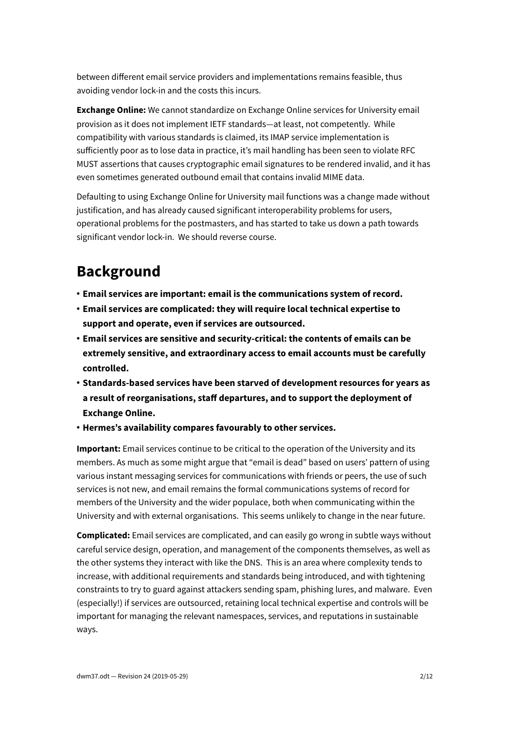between different email service providers and implementations remains feasible, thus avoiding vendor lock-in and the costs this incurs.

**Exchange Online:** We cannot standardize on Exchange Online services for University email provision as it does not implement IETF standards—at least, not competently. While compatibility with various standards is claimed, its IMAP service implementation is sufficiently poor as to lose data in practice, it's mail handling has been seen to violate RFC MUST assertions that causes cryptographic email signatures to be rendered invalid, and it has even sometimes generated outbound email that contains invalid MIME data.

Defaulting to using Exchange Online for University mail functions was a change made without justification, and has already caused significant interoperability problems for users, operational problems for the postmasters, and has started to take us down a path towards significant vendor lock-in. We should reverse course.

# Background

- **Email services are important: email is the communications system of record.**
- **Email services are complicated: they will require local technical expertise to support and operate, even if services are outsourced.**
- **Email services are sensitive and security-critical: the contents of emails can be extremely sensitive, and extraordinary access to email accounts must be carefully controlled.**
- **Standards-based services have been starved of development resources for years as a result of reorganisations, staff departures, and to support the deployment of Exchange Online.**
- **Hermes's availability compares favourably to other services.**

**Important:** Email services continue to be critical to the operation of the University and its members. As much as some might argue that "email is dead" based on users' pattern of using various instant messaging services for communications with friends or peers, the use of such services is not new, and email remains the formal communications systems of record for members of the University and the wider populace, both when communicating within the University and with external organisations. This seems unlikely to change in the near future.

**Complicated:** Email services are complicated, and can easily go wrong in subtle ways without careful service design, operation, and management of the components themselves, as well as the other systems they interact with like the DNS. This is an area where complexity tends to increase, with additional requirements and standards being introduced, and with tightening constraints to try to guard against attackers sending spam, phishing lures, and malware. Even (especially!) if services are outsourced, retaining local technical expertise and controls will be important for managing the relevant namespaces, services, and reputations in sustainable ways.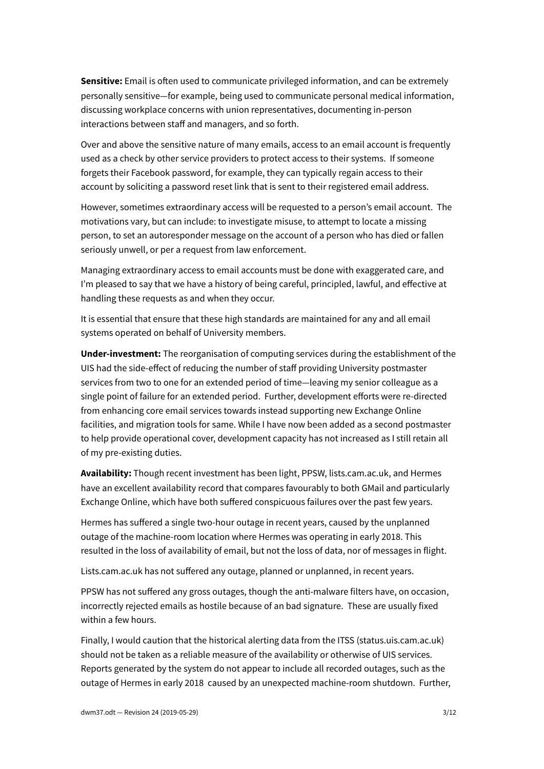**Sensitive:** Email is often used to communicate privileged information, and can be extremely personally sensitive—for example, being used to communicate personal medical information, discussing workplace concerns with union representatives, documenting in-person interactions between staff and managers, and so forth.

Over and above the sensitive nature of many emails, access to an email account is frequently used as a check by other service providers to protect access to their systems. If someone forgets their Facebook password, for example, they can typically regain access to their account by soliciting a password reset link that is sent to their registered email address.

However, sometimes extraordinary access will be requested to a person's email account. The motivations vary, but can include: to investigate misuse, to attempt to locate a missing person, to set an autoresponder message on the account of a person who has died or fallen seriously unwell, or per a request from law enforcement.

Managing extraordinary access to email accounts must be done with exaggerated care, and I'm pleased to say that we have a history of being careful, principled, lawful, and effective at handling these requests as and when they occur.

It is essential that ensure that these high standards are maintained for any and all email systems operated on behalf of University members.

**Under-investment:** The reorganisation of computing services during the establishment of the UIS had the side-effect of reducing the number of staff providing University postmaster services from two to one for an extended period of time—leaving my senior colleague as a single point of failure for an extended period. Further, development efforts were re-directed from enhancing core email services towards instead supporting new Exchange Online facilities, and migration tools for same. While I have now been added as a second postmaster to help provide operational cover, development capacity has not increased as I still retain all of my pre-existing duties.

**Availability:** Though recent investment has been light, PPSW, lists.cam.ac.uk, and Hermes have an excellent availability record that compares favourably to both GMail and particularly Exchange Online, which have both suffered conspicuous failures over the past few years.

Hermes has suffered a single two-hour outage in recent years, caused by the unplanned outage of the machine-room location where Hermes was operating in early 2018. This resulted in the loss of availability of email, but not the loss of data, nor of messages in flight.

Lists.cam.ac.uk has not suffered any outage, planned or unplanned, in recent years.

PPSW has not suffered any gross outages, though the anti-malware filters have, on occasion, incorrectly rejected emails as hostile because of an bad signature. These are usually fixed within a few hours.

Finally, I would caution that the historical alerting data from the ITSS (status.uis.cam.ac.uk) should not be taken as a reliable measure of the availability or otherwise of UIS services. Reports generated by the system do not appear to include all recorded outages, such as the outage of Hermes in early 2018 caused by an unexpected machine-room shutdown. Further,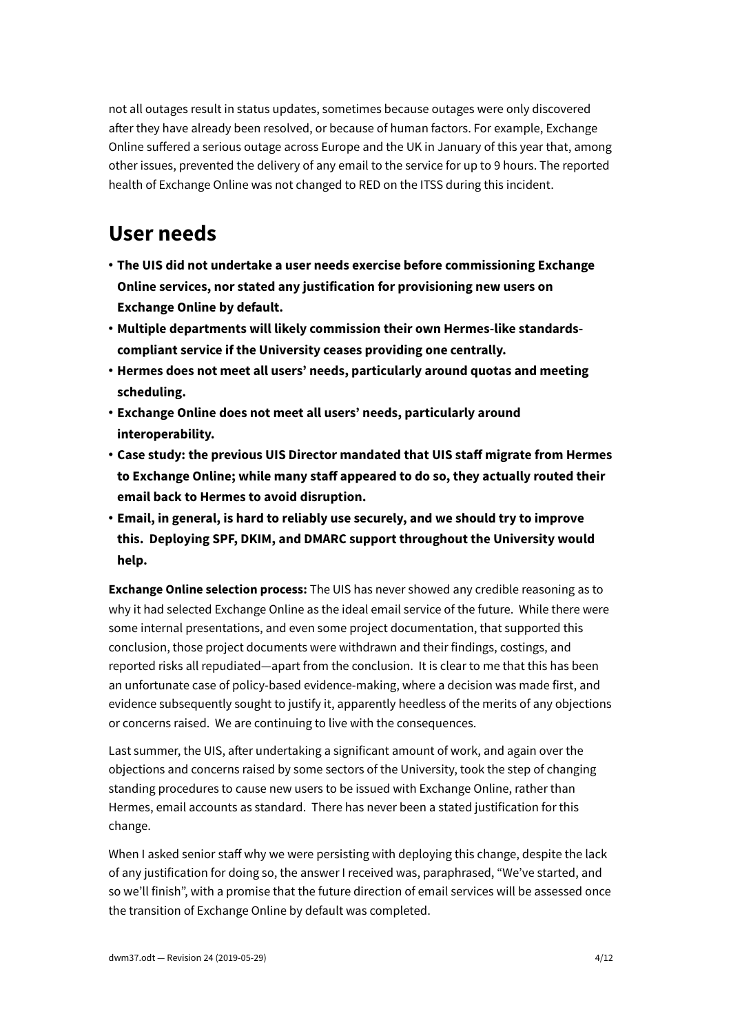not all outages result in status updates, sometimes because outages were only discovered after they have already been resolved, or because of human factors. For example, Exchange Online suffered a serious outage across Europe and the UK in January of this year that, among other issues, prevented the delivery of any email to the service for up to 9 hours. The reported health of Exchange Online was not changed to RED on the ITSS during this incident.

## User needs

- **The UIS did not undertake a user needs exercise before commissioning Exchange Online services, nor stated any justification for provisioning new users on Exchange Online by default.**
- **Multiple departments will likely commission their own Hermes-like standards-compliant service if the University ceases providing one centrally.**
- **Hermes does not meet all users' needs, particularly around quotas and meeting scheduling.**
- **Exchange Online does not meet all users' needs, particularly around interoperability.**
- **Case study: the previous UIS Director mandated that UIS staff migrate from Hermes to Exchange Online; while many staff appeared to do so, they actually routed their email back to Hermes to avoid disruption.**
- **Email, in general, is hard to reliably use securely, and we should try to improve this. Deploying SPF, DKIM, and DMARC support throughout the University would help.**

**Exchange Online selection process:** The UIS has never showed any credible reasoning as to why it had selected Exchange Online as the ideal email service of the future. While there were some internal presentations, and even some project documentation, that supported this conclusion, those project documents were withdrawn and their findings, costings, and reported risks all repudiated—apart from the conclusion. It is clear to me that this has been an unfortunate case of policy-based evidence-making, where a decision was made first, and evidence subsequently sought to justify it, apparently heedless of the merits of any objections or concerns raised. We are continuing to live with the consequences.

Last summer, the UIS, after undertaking a significant amount of work, and again over the objections and concerns raised by some sectors of the University, took the step of changing standing procedures to cause new users to be issued with Exchange Online, rather than Hermes, email accounts as standard. There has never been a stated justification for this change.

When I asked senior staff why we were persisting with deploying this change, despite the lack of any justification for doing so, the answer I received was, paraphrased, "We've started, and so we'll finish", with a promise that the future direction of email services will be assessed once the transition of Exchange Online by default was completed.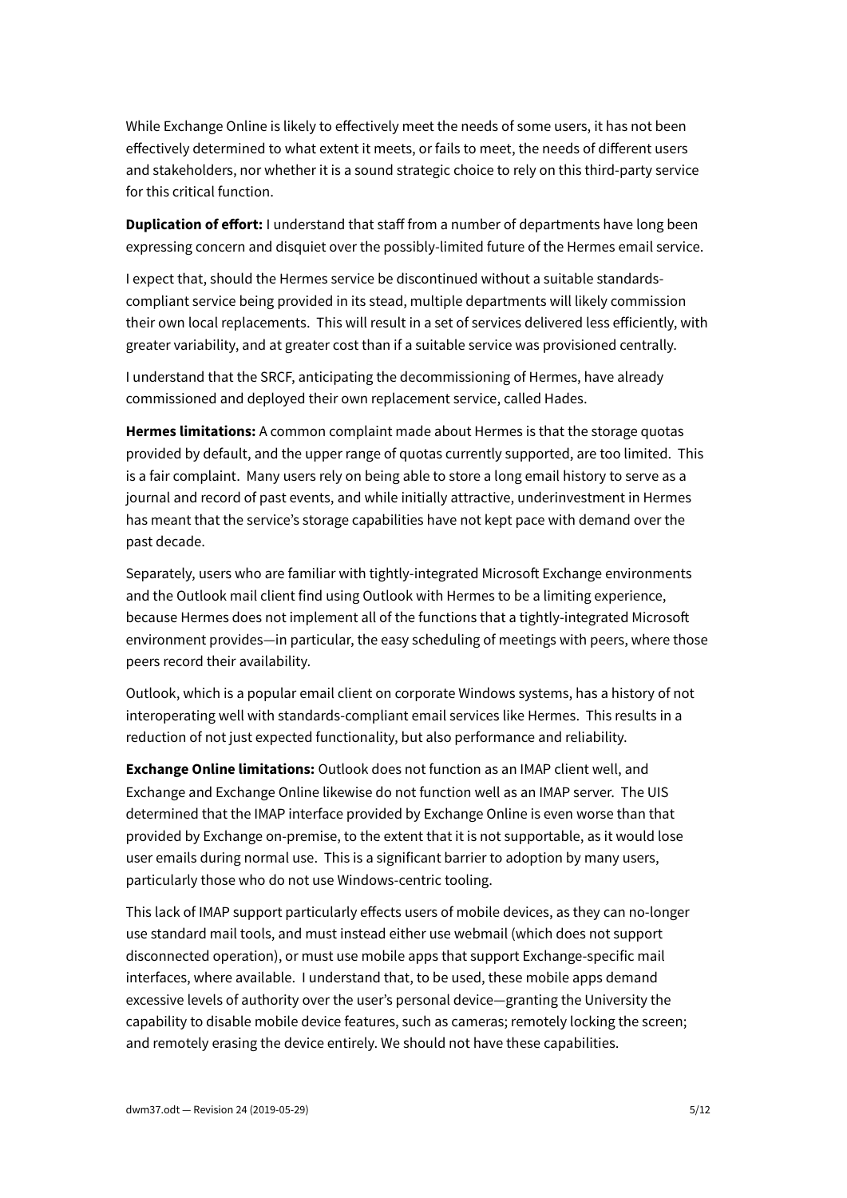While Exchange Online is likely to effectively meet the needs of some users, it has not been effectively determined to what extent it meets, or fails to meet, the needs of different users and stakeholders, nor whether it is a sound strategic choice to rely on this third-party service for this critical function.

**Duplication of effort:** I understand that staff from a number of departments have long been expressing concern and disquiet over the possibly-limited future of the Hermes email service.

I expect that, should the Hermes service be discontinued without a suitable standards-compliant service being provided in its stead, multiple departments will likely commission their own local replacements. This will result in a set of services delivered less efficiently, with greater variability, and at greater cost than if a suitable service was provisioned centrally.

I understand that the SRCF, anticipating the decommissioning of Hermes, have already commissioned and deployed their own replacement service, called Hades.

**Hermes limitations:** A common complaint made about Hermes is that the storage quotas provided by default, and the upper range of quotas currently supported, are too limited. This is a fair complaint. Many users rely on being able to store a long email history to serve as a journal and record of past events, and while initially attractive, underinvestment in Hermes has meant that the service's storage capabilities have not kept pace with demand over the past decade.

Separately, users who are familiar with tightly-integrated Microsoft Exchange environments and the Outlook mail client find using Outlook with Hermes to be a limiting experience, because Hermes does not implement all of the functions that a tightly-integrated Microsoft environment provides—in particular, the easy scheduling of meetings with peers, where those peers record their availability.

Outlook, which is a popular email client on corporate Windows systems, has a history of not interoperating well with standards-compliant email services like Hermes. This results in a reduction of not just expected functionality, but also performance and reliability.

**Exchange Online limitations:** Outlook does not function as an IMAP client well, and Exchange and Exchange Online likewise do not function well as an IMAP server. The UIS determined that the IMAP interface provided by Exchange Online is even worse than that provided by Exchange on-premise, to the extent that it is not supportable, as it would lose user emails during normal use. This is a significant barrier to adoption by many users, particularly those who do not use Windows-centric tooling.

This lack of IMAP support particularly effects users of mobile devices, as they can no-longer use standard mail tools, and must instead either use webmail (which does not support disconnected operation), or must use mobile apps that support Exchange-specific mail interfaces, where available. I understand that, to be used, these mobile apps demand excessive levels of authority over the user's personal device—granting the University the capability to disable mobile device features, such as cameras; remotely locking the screen; and remotely erasing the device entirely. We should not have these capabilities.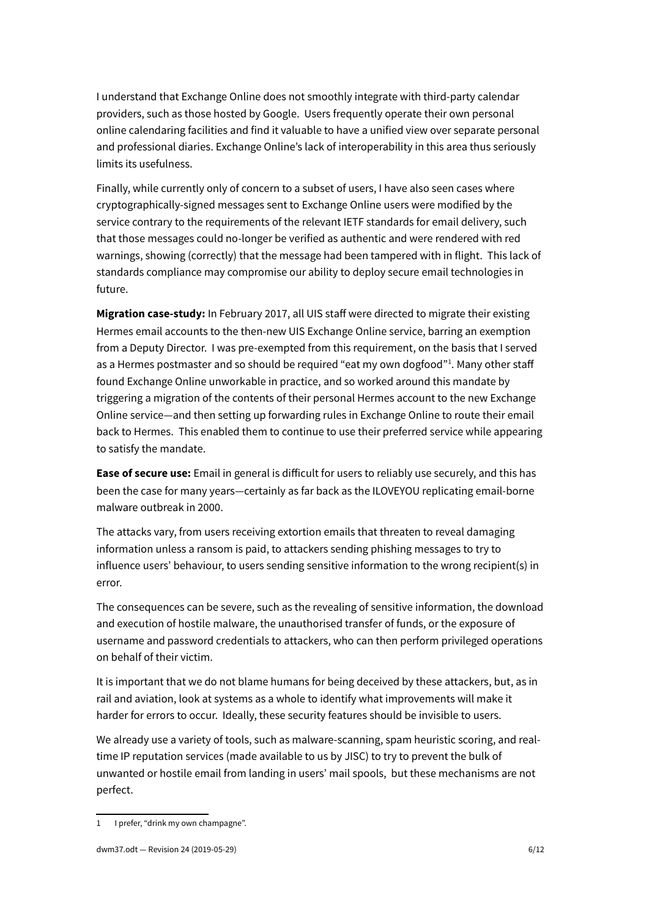I understand that Exchange Online does not smoothly integrate with third-party calendar providers, such as those hosted by Google. Users frequently operate their own personal online calendaring facilities and find it valuable to have a unified view over separate personal and professional diaries. Exchange Online's lack of interoperability in this area thus seriously limits its usefulness.

Finally, while currently only of concern to a subset of users, I have also seen cases where cryptographically-signed messages sent to Exchange Online users were modified by the service contrary to the requirements of the relevant IETF standards for email delivery, such that those messages could no-longer be verified as authentic and were rendered with red warnings, showing (correctly) that the message had been tampered with in flight. This lack of standards compliance may compromise our ability to deploy secure email technologies in future.

**Migration case-study:** In February 2017, all UIS staff were directed to migrate their existing Hermes email accounts to the then-new UIS Exchange Online service, barring an exemption from a Deputy Director. I was pre-exempted from this requirement, on the basis that I served as a Hermes postmaster and so should be required "eat my own dogfood"[1]. Many other staff found Exchange Online unworkable in practice, and so worked around this mandate by triggering a migration of the contents of their personal Hermes account to the new Exchange Online service—and then setting up forwarding rules in Exchange Online to route their email back to Hermes. This enabled them to continue to use their preferred service while appearing to satisfy the mandate.

**Ease of secure use:** Email in general is difficult for users to reliably use securely, and this has been the case for many years—certainly as far back as the ILOVEYOU replicating email-borne malware outbreak in 2000.

The attacks vary, from users receiving extortion emails that threaten to reveal damaging information unless a ransom is paid, to attackers sending phishing messages to try to influence users' behaviour, to users sending sensitive information to the wrong recipient(s) in error.

The consequences can be severe, such as the revealing of sensitive information, the download and execution of hostile malware, the unauthorised transfer of funds, or the exposure of username and password credentials to attackers, who can then perform privileged operations on behalf of their victim.

It is important that we do not blame humans for being deceived by these attackers, but, as in rail and aviation, look at systems as a whole to identify what improvements will make it harder for errors to occur. Ideally, these security features should be invisible to users.

We already use a variety of tools, such as malware-scanning, spam heuristic scoring, and real-time IP reputation services (made available to us by JISC) to try to prevent the bulk of unwanted or hostile email from landing in users' mail spools, but these mechanisms are not perfect.

---

[1] I prefer, "drink my own champagne".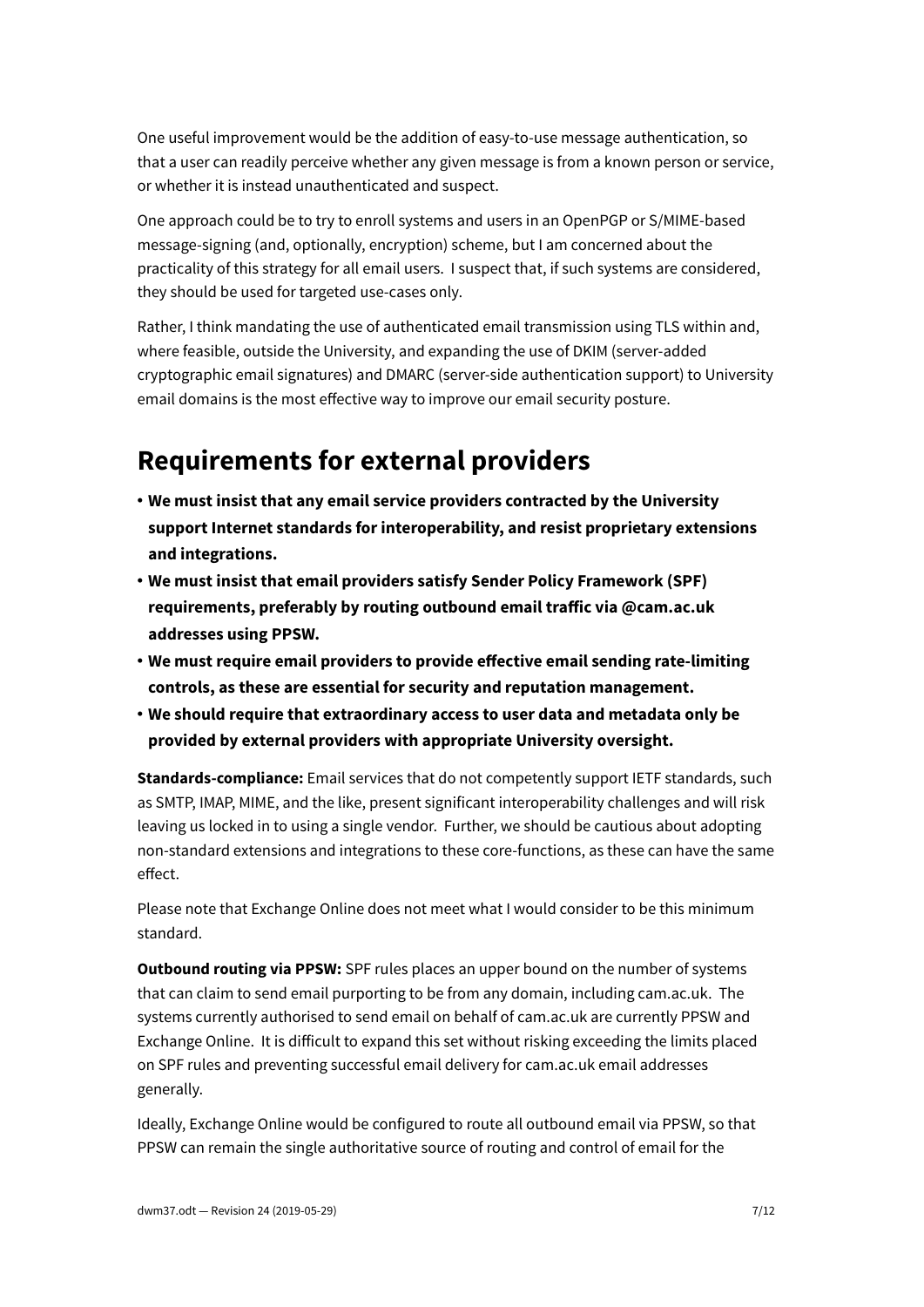One useful improvement would be the addition of easy-to-use message authentication, so that a user can readily perceive whether any given message is from a known person or service, or whether it is instead unauthenticated and suspect.

One approach could be to try to enroll systems and users in an OpenPGP or S/MIME-based message-signing (and, optionally, encryption) scheme, but I am concerned about the practicality of this strategy for all email users. I suspect that, if such systems are considered, they should be used for targeted use-cases only.

Rather, I think mandating the use of authenticated email transmission using TLS within and, where feasible, outside the University, and expanding the use of DKIM (server-added cryptographic email signatures) and DMARC (server-side authentication support) to University email domains is the most effective way to improve our email security posture.

## Requirements for external providers

- **We must insist that any email service providers contracted by the University support Internet standards for interoperability, and resist proprietary extensions and integrations.**
- **We must insist that email providers satisfy Sender Policy Framework (SPF) requirements, preferably by routing outbound email traffic via @cam.ac.uk addresses using PPSW.**
- **We must require email providers to provide effective email sending rate-limiting controls, as these are essential for security and reputation management.**
- **We should require that extraordinary access to user data and metadata only be provided by external providers with appropriate University oversight.**

**Standards-compliance:** Email services that do not competently support IETF standards, such as SMTP, IMAP, MIME, and the like, present significant interoperability challenges and will risk leaving us locked in to using a single vendor. Further, we should be cautious about adopting non-standard extensions and integrations to these core-functions, as these can have the same effect.

Please note that Exchange Online does not meet what I would consider to be this minimum standard.

**Outbound routing via PPSW:** SPF rules places an upper bound on the number of systems that can claim to send email purporting to be from any domain, including cam.ac.uk. The systems currently authorised to send email on behalf of cam.ac.uk are currently PPSW and Exchange Online. It is difficult to expand this set without risking exceeding the limits placed on SPF rules and preventing successful email delivery for cam.ac.uk email addresses generally.

Ideally, Exchange Online would be configured to route all outbound email via PPSW, so that PPSW can remain the single authoritative source of routing and control of email for the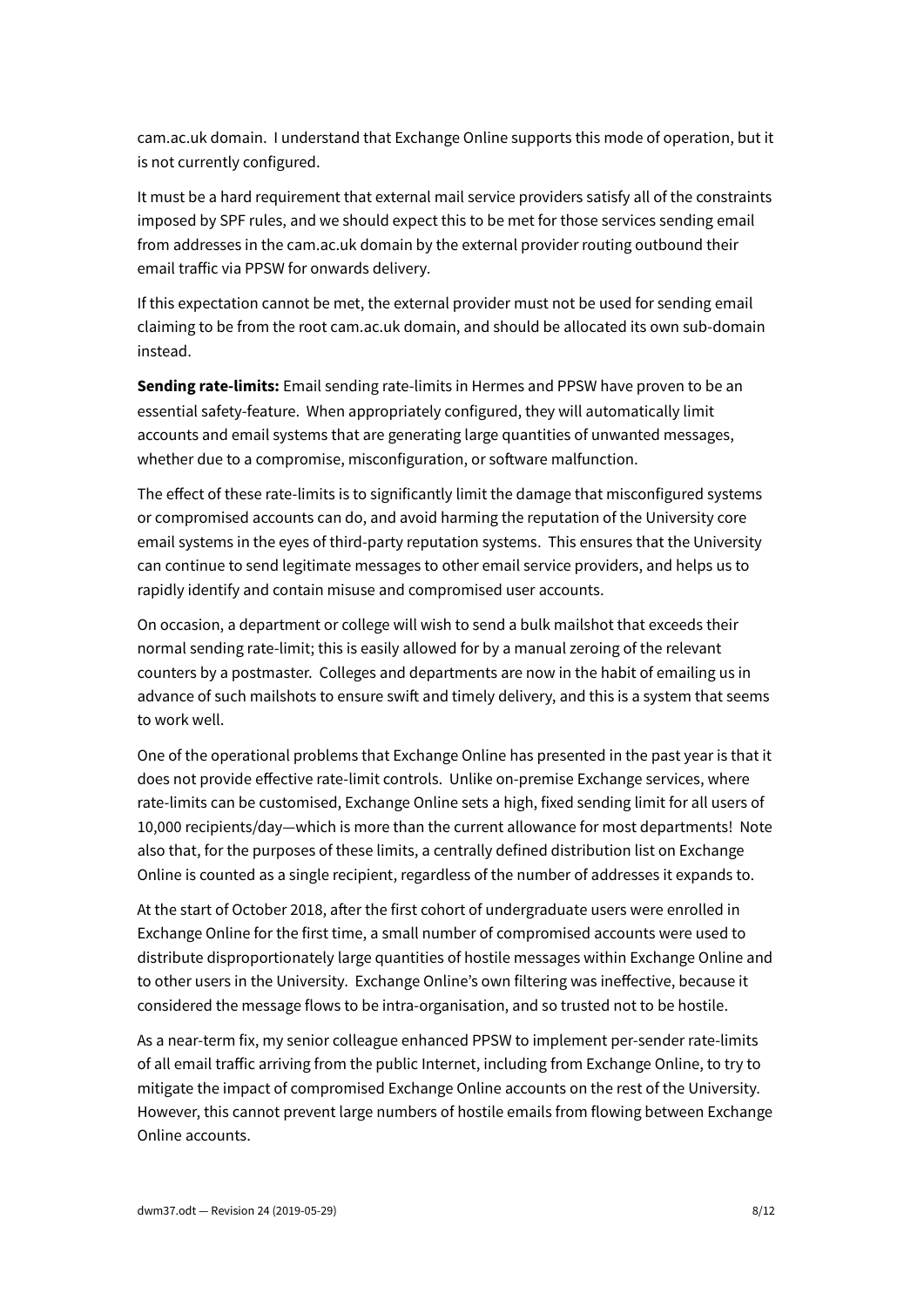cam.ac.uk domain. I understand that Exchange Online supports this mode of operation, but it is not currently configured.

It must be a hard requirement that external mail service providers satisfy all of the constraints imposed by SPF rules, and we should expect this to be met for those services sending email from addresses in the cam.ac.uk domain by the external provider routing outbound their email traffic via PPSW for onwards delivery.

If this expectation cannot be met, the external provider must not be used for sending email claiming to be from the root cam.ac.uk domain, and should be allocated its own sub-domain instead.

**Sending rate-limits:** Email sending rate-limits in Hermes and PPSW have proven to be an essential safety-feature. When appropriately configured, they will automatically limit accounts and email systems that are generating large quantities of unwanted messages, whether due to a compromise, misconfiguration, or software malfunction.

The effect of these rate-limits is to significantly limit the damage that misconfigured systems or compromised accounts can do, and avoid harming the reputation of the University core email systems in the eyes of third-party reputation systems. This ensures that the University can continue to send legitimate messages to other email service providers, and helps us to rapidly identify and contain misuse and compromised user accounts.

On occasion, a department or college will wish to send a bulk mailshot that exceeds their normal sending rate-limit; this is easily allowed for by a manual zeroing of the relevant counters by a postmaster. Colleges and departments are now in the habit of emailing us in advance of such mailshots to ensure swift and timely delivery, and this is a system that seems to work well.

One of the operational problems that Exchange Online has presented in the past year is that it does not provide effective rate-limit controls. Unlike on-premise Exchange services, where rate-limits can be customised, Exchange Online sets a high, fixed sending limit for all users of 10,000 recipients/day—which is more than the current allowance for most departments! Note also that, for the purposes of these limits, a centrally defined distribution list on Exchange Online is counted as a single recipient, regardless of the number of addresses it expands to.

At the start of October 2018, after the first cohort of undergraduate users were enrolled in Exchange Online for the first time, a small number of compromised accounts were used to distribute disproportionately large quantities of hostile messages within Exchange Online and to other users in the University. Exchange Online's own filtering was ineffective, because it considered the message flows to be intra-organisation, and so trusted not to be hostile.

As a near-term fix, my senior colleague enhanced PPSW to implement per-sender rate-limits of all email traffic arriving from the public Internet, including from Exchange Online, to try to mitigate the impact of compromised Exchange Online accounts on the rest of the University. However, this cannot prevent large numbers of hostile emails from flowing between Exchange Online accounts.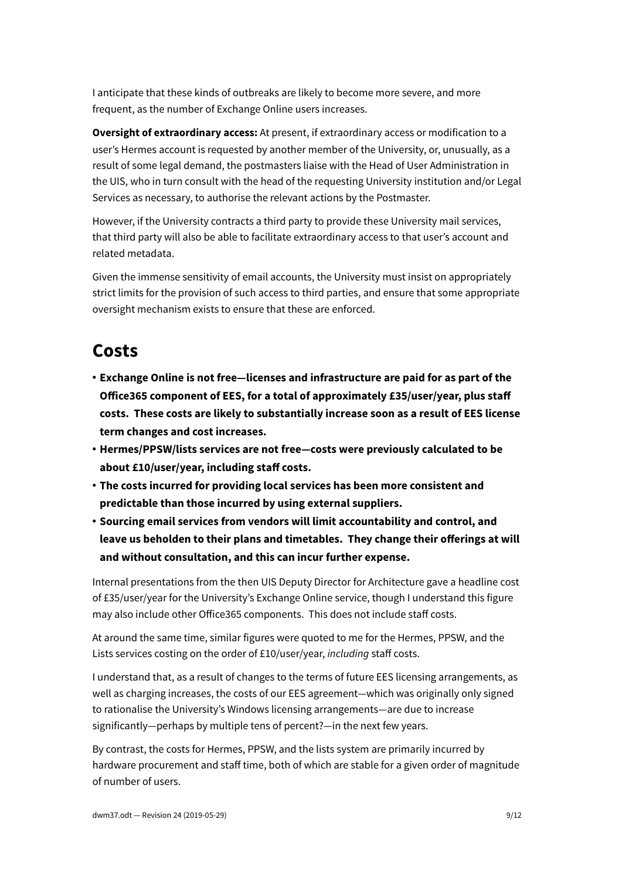I anticipate that these kinds of outbreaks are likely to become more severe, and more frequent, as the number of Exchange Online users increases.

**Oversight of extraordinary access:** At present, if extraordinary access or modification to a user's Hermes account is requested by another member of the University, or, unusually, as a result of some legal demand, the postmasters liaise with the Head of User Administration in the UIS, who in turn consult with the head of the requesting University institution and/or Legal Services as necessary, to authorise the relevant actions by the Postmaster.

However, if the University contracts a third party to provide these University mail services, that third party will also be able to facilitate extraordinary access to that user's account and related metadata.

Given the immense sensitivity of email accounts, the University must insist on appropriately strict limits for the provision of such access to third parties, and ensure that some appropriate oversight mechanism exists to ensure that these are enforced.

# Costs

- **Exchange Online is not free—licenses and infrastructure are paid for as part of the Office365 component of EES, for a total of approximately £35/user/year, plus staff costs. These costs are likely to substantially increase soon as a result of EES license term changes and cost increases.**
- **Hermes/PPSW/lists services are not free—costs were previously calculated to be about £10/user/year, including staff costs.**
- **The costs incurred for providing local services has been more consistent and predictable than those incurred by using external suppliers.**
- **Sourcing email services from vendors will limit accountability and control, and leave us beholden to their plans and timetables. They change their offerings at will and without consultation, and this can incur further expense.**

Internal presentations from the then UIS Deputy Director for Architecture gave a headline cost of £35/user/year for the University's Exchange Online service, though I understand this figure may also include other Office365 components. This does not include staff costs.

At around the same time, similar figures were quoted to me for the Hermes, PPSW, and the Lists services costing on the order of £10/user/year, *including* staff costs.

I understand that, as a result of changes to the terms of future EES licensing arrangements, as well as charging increases, the costs of our EES agreement—which was originally only signed to rationalise the University's Windows licensing arrangements—are due to increase significantly—perhaps by multiple tens of percent?—in the next few years.

By contrast, the costs for Hermes, PPSW, and the lists system are primarily incurred by hardware procurement and staff time, both of which are stable for a given order of magnitude of number of users.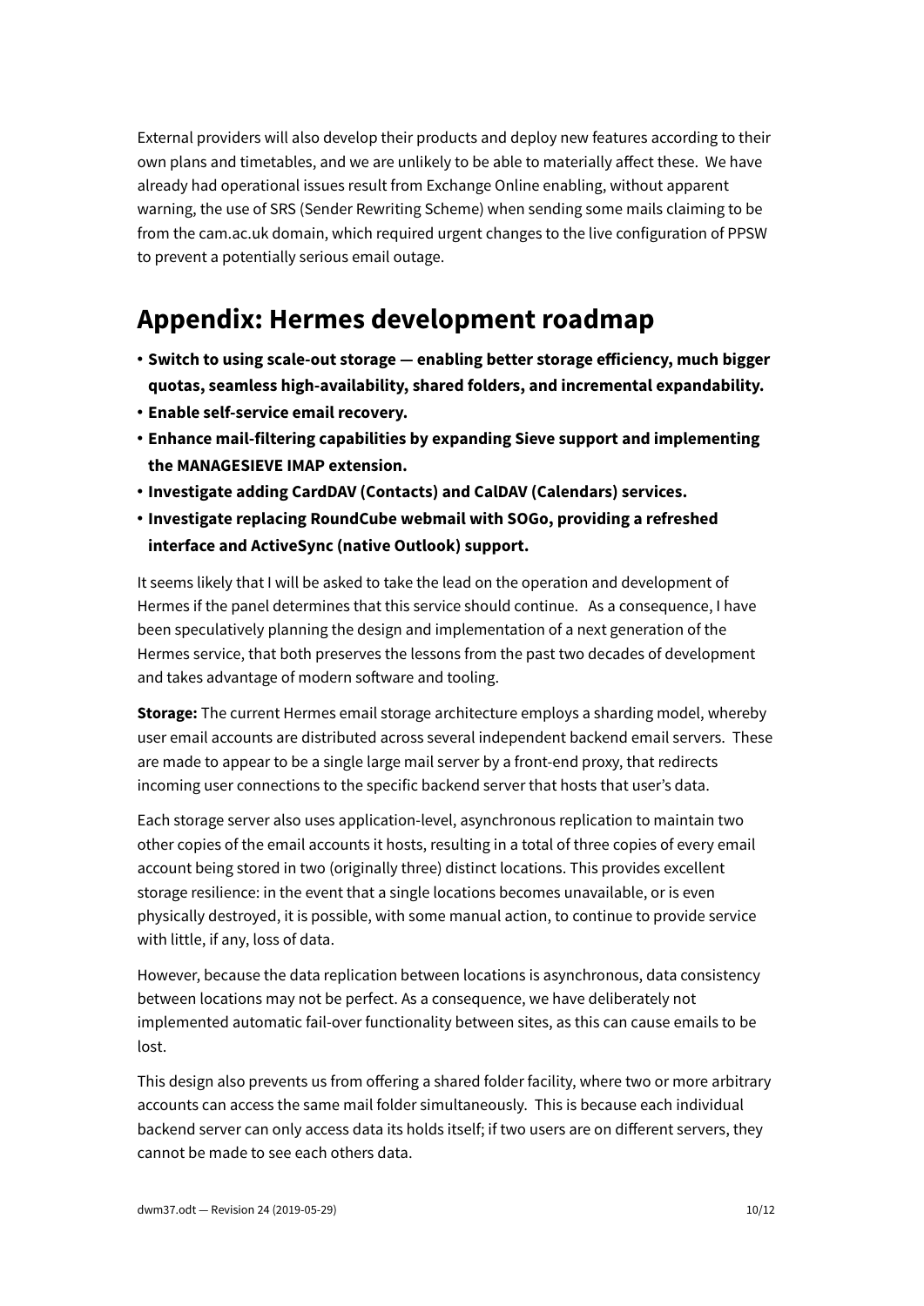External providers will also develop their products and deploy new features according to their own plans and timetables, and we are unlikely to be able to materially affect these. We have already had operational issues result from Exchange Online enabling, without apparent warning, the use of SRS (Sender Rewriting Scheme) when sending some mails claiming to be from the cam.ac.uk domain, which required urgent changes to the live configuration of PPSW to prevent a potentially serious email outage.

# Appendix: Hermes development roadmap

- **Switch to using scale-out storage — enabling better storage efficiency, much bigger quotas, seamless high-availability, shared folders, and incremental expandability.**
- **Enable self-service email recovery.**
- **Enhance mail-filtering capabilities by expanding Sieve support and implementing the MANAGESIEVE IMAP extension.**
- **Investigate adding CardDAV (Contacts) and CalDAV (Calendars) services.**
- **Investigate replacing RoundCube webmail with SOGo, providing a refreshed interface and ActiveSync (native Outlook) support.**

It seems likely that I will be asked to take the lead on the operation and development of Hermes if the panel determines that this service should continue. As a consequence, I have been speculatively planning the design and implementation of a next generation of the Hermes service, that both preserves the lessons from the past two decades of development and takes advantage of modern software and tooling.

**Storage:** The current Hermes email storage architecture employs a sharding model, whereby user email accounts are distributed across several independent backend email servers. These are made to appear to be a single large mail server by a front-end proxy, that redirects incoming user connections to the specific backend server that hosts that user's data.

Each storage server also uses application-level, asynchronous replication to maintain two other copies of the email accounts it hosts, resulting in a total of three copies of every email account being stored in two (originally three) distinct locations. This provides excellent storage resilience: in the event that a single locations becomes unavailable, or is even physically destroyed, it is possible, with some manual action, to continue to provide service with little, if any, loss of data.

However, because the data replication between locations is asynchronous, data consistency between locations may not be perfect. As a consequence, we have deliberately not implemented automatic fail-over functionality between sites, as this can cause emails to be lost.

This design also prevents us from offering a shared folder facility, where two or more arbitrary accounts can access the same mail folder simultaneously. This is because each individual backend server can only access data its holds itself; if two users are on different servers, they cannot be made to see each others data.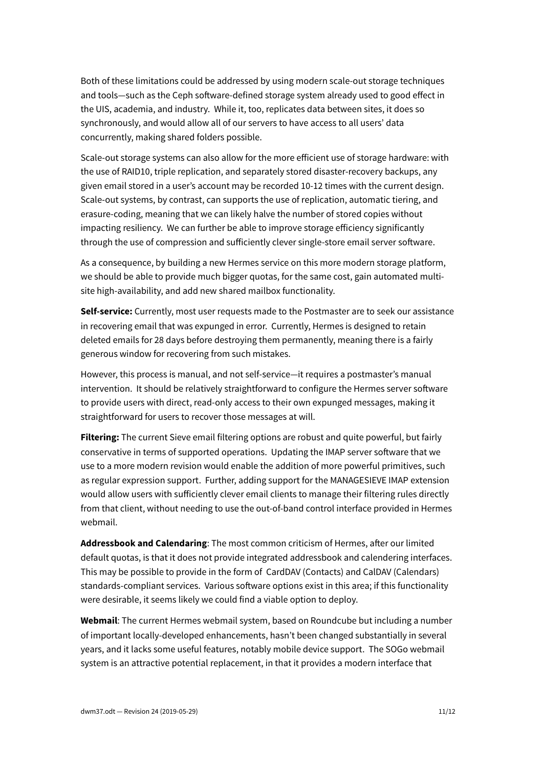Both of these limitations could be addressed by using modern scale-out storage techniques and tools—such as the Ceph software-defined storage system already used to good effect in the UIS, academia, and industry. While it, too, replicates data between sites, it does so synchronously, and would allow all of our servers to have access to all users' data concurrently, making shared folders possible.

Scale-out storage systems can also allow for the more efficient use of storage hardware: with the use of RAID10, triple replication, and separately stored disaster-recovery backups, any given email stored in a user's account may be recorded 10-12 times with the current design. Scale-out systems, by contrast, can supports the use of replication, automatic tiering, and erasure-coding, meaning that we can likely halve the number of stored copies without impacting resiliency. We can further be able to improve storage efficiency significantly through the use of compression and sufficiently clever single-store email server software.

As a consequence, by building a new Hermes service on this more modern storage platform, we should be able to provide much bigger quotas, for the same cost, gain automated multi-site high-availability, and add new shared mailbox functionality.

**Self-service:** Currently, most user requests made to the Postmaster are to seek our assistance in recovering email that was expunged in error. Currently, Hermes is designed to retain deleted emails for 28 days before destroying them permanently, meaning there is a fairly generous window for recovering from such mistakes.

However, this process is manual, and not self-service—it requires a postmaster's manual intervention. It should be relatively straightforward to configure the Hermes server software to provide users with direct, read-only access to their own expunged messages, making it straightforward for users to recover those messages at will.

**Filtering:** The current Sieve email filtering options are robust and quite powerful, but fairly conservative in terms of supported operations. Updating the IMAP server software that we use to a more modern revision would enable the addition of more powerful primitives, such as regular expression support. Further, adding support for the MANAGESIEVE IMAP extension would allow users with sufficiently clever email clients to manage their filtering rules directly from that client, without needing to use the out-of-band control interface provided in Hermes webmail.

**Addressbook and Calendaring**: The most common criticism of Hermes, after our limited default quotas, is that it does not provide integrated addressbook and calendering interfaces. This may be possible to provide in the form of CardDAV (Contacts) and CalDAV (Calendars) standards-compliant services. Various software options exist in this area; if this functionality were desirable, it seems likely we could find a viable option to deploy.

**Webmail**: The current Hermes webmail system, based on Roundcube but including a number of important locally-developed enhancements, hasn't been changed substantially in several years, and it lacks some useful features, notably mobile device support. The SOGo webmail system is an attractive potential replacement, in that it provides a modern interface that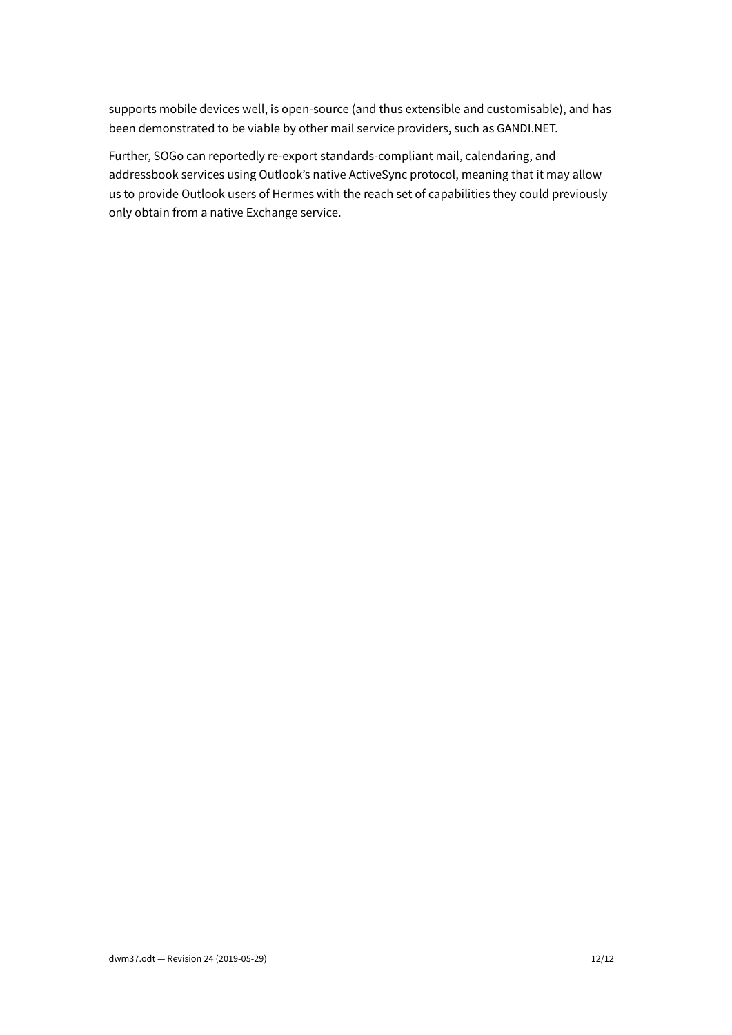supports mobile devices well, is open-source (and thus extensible and customisable), and has been demonstrated to be viable by other mail service providers, such as GANDI.NET.

Further, SOGo can reportedly re-export standards-compliant mail, calendaring, and addressbook services using Outlook's native ActiveSync protocol, meaning that it may allow us to provide Outlook users of Hermes with the reach set of capabilities they could previously only obtain from a native Exchange service.